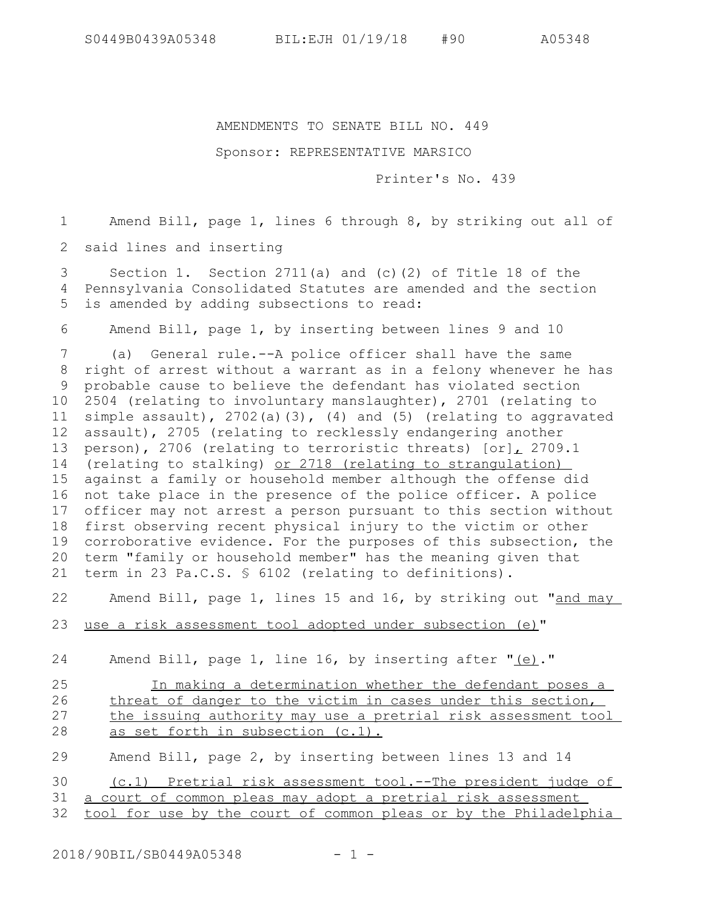AMENDMENTS TO SENATE BILL NO. 449

Sponsor: REPRESENTATIVE MARSICO

Printer's No. 439

Amend Bill, page 1, lines 6 through 8, by striking out all of said lines and inserting

Section 1. Section 2711(a) and (c)(2) of Title 18 of the Pennsylvania Consolidated Statutes are amended and the section is amended by adding subsections to read:

Amend Bill, page 1, by inserting between lines 9 and 10

(a) General rule.--A police officer shall have the same right of arrest without a warrant as in a felony whenever he has probable cause to believe the defendant has violated section 2504 (relating to involuntary manslaughter), 2701 (relating to simple assault), 2702(a)(3), (4) and (5) (relating to aggravated assault), 2705 (relating to recklessly endangering another person), 2706 (relating to terroristic threats) [or], 2709.1 (relating to stalking) or 2718 (relating to strangulation) against a family or household member although the offense did not take place in the presence of the police officer. A police officer may not arrest a person pursuant to this section without first observing recent physical injury to the victim or other corroborative evidence. For the purposes of this subsection, the term "family or household member" has the meaning given that term in 23 Pa.C.S. § 6102 (relating to definitions).

Amend Bill, page 1, lines 15 and 16, by striking out "and may use a risk assessment tool adopted under subsection (e)"

Amend Bill, page 1, line 16, by inserting after "(e)."

In making a determination whether the defendant poses a threat of danger to the victim in cases under this section, the issuing authority may use a pretrial risk assessment tool as set forth in subsection (c.1).

Amend Bill, page 2, by inserting between lines 13 and 14

(c.1) Pretrial risk assessment tool.--The president judge of a court of common pleas may adopt a pretrial risk assessment tool for use by the court of common pleas or by the Philadelphia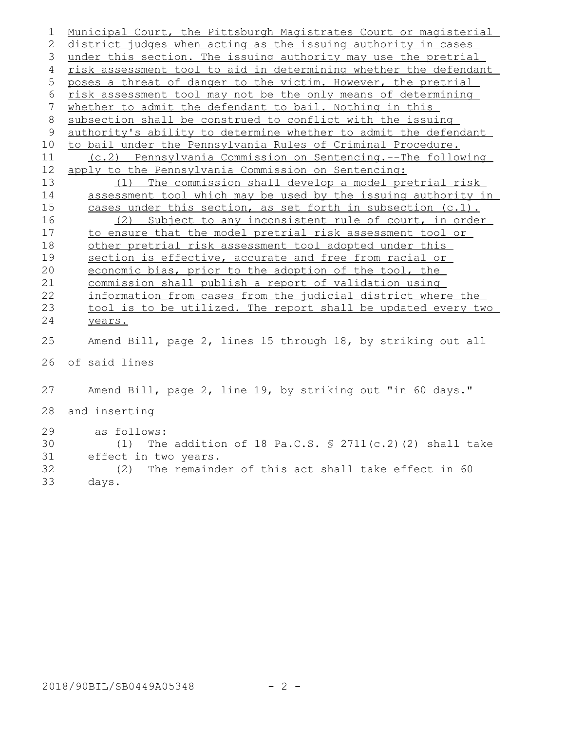Municipal Court, the Pittsburgh Magistrates Court or magisterial district judges when acting as the issuing authority in cases under this section. The issuing authority may use the pretrial risk assessment tool to aid in determining whether the defendant poses a threat of danger to the victim. However, the pretrial risk assessment tool may not be the only means of determining whether to admit the defendant to bail. Nothing in this subsection shall be construed to conflict with the issuing authority's ability to determine whether to admit the defendant to bail under the Pennsylvania Rules of Criminal Procedure.

(c.2) Pennsylvania Commission on Sentencing.--The following apply to the Pennsylvania Commission on Sentencing:

(1) The commission shall develop a model pretrial risk assessment tool which may be used by the issuing authority in cases under this section, as set forth in subsection (c.1).

(2) Subject to any inconsistent rule of court, in order to ensure that the model pretrial risk assessment tool or other pretrial risk assessment tool adopted under this section is effective, accurate and free from racial or economic bias, prior to the adoption of the tool, the commission shall publish a report of validation using information from cases from the judicial district where the tool is to be utilized. The report shall be updated every two years.

Amend Bill, page 2, lines 15 through 18, by striking out all of said lines

Amend Bill, page 2, line 19, by striking out "in 60 days." and inserting

as follows:

(1) The addition of 18 Pa.C.S. § 2711(c.2)(2) shall take effect in two years.

(2) The remainder of this act shall take effect in 60 days.